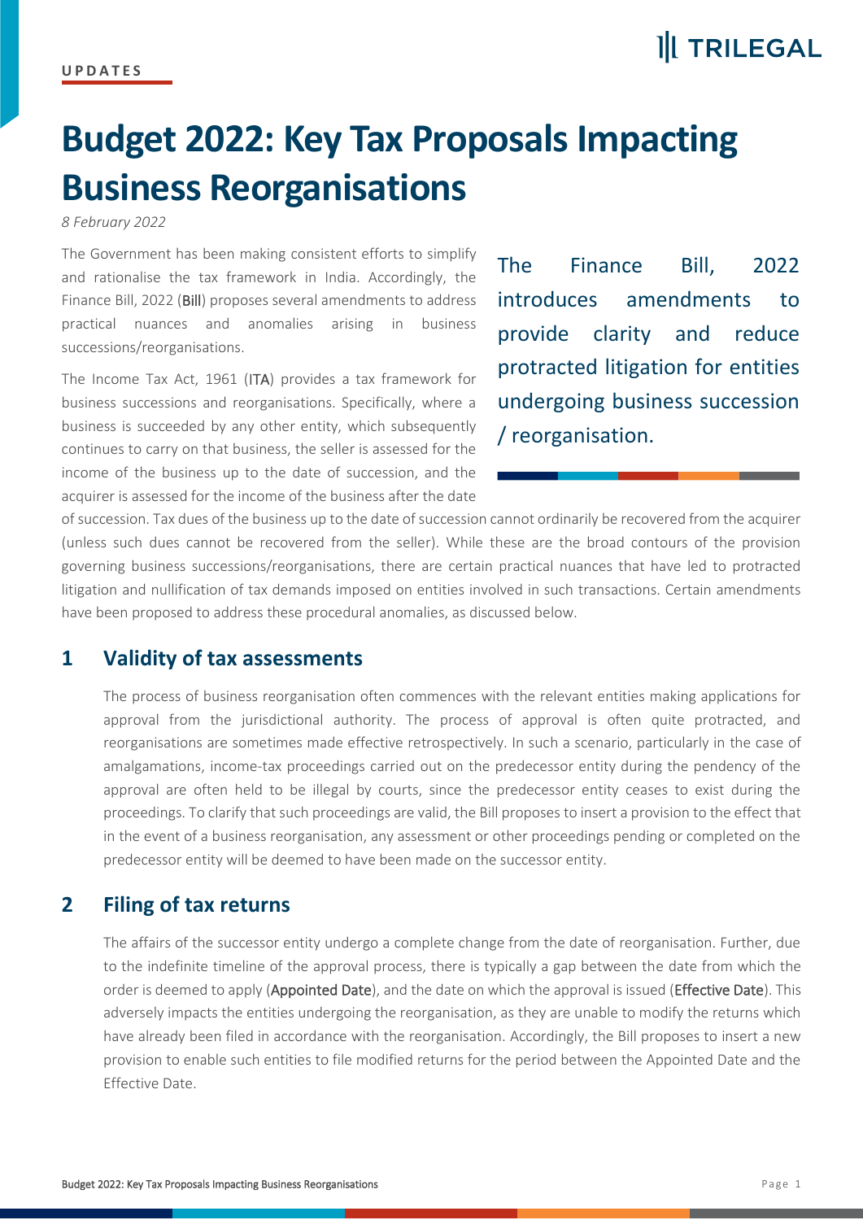UPDATES

# Budget 2022: Key Tax Proposals Impacting Business Reorganisations

*8 February 2022*

The Government has been making consistent efforts to simplify and rationalise the tax framework in India. Accordingly, the Finance Bill, 2022 (**Bill**) proposes several amendments to address practical nuances and anomalies arising in business successions/reorganisations.

The Finance Bill, 2022 introduces amendments to provide clarity and reduce protracted litigation for entities undergoing business succession / reorganisation.

The Income Tax Act, 1961 (**ITA**) provides a tax framework for business successions and reorganisations. Specifically, where a business is succeeded by any other entity, which subsequently continues to carry on that business, the seller is assessed for the income of the business up to the date of succession, and the acquirer is assessed for the income of the business after the date of succession. Tax dues of the business up to the date of succession cannot ordinarily be recovered from the acquirer (unless such dues cannot be recovered from the seller). While these are the broad contours of the provision governing business successions/reorganisations, there are certain practical nuances that have led to protracted litigation and nullification of tax demands imposed on entities involved in such transactions. Certain amendments have been proposed to address these procedural anomalies, as discussed below.

## 1 Validity of tax assessments

The process of business reorganisation often commences with the relevant entities making applications for approval from the jurisdictional authority. The process of approval is often quite protracted, and reorganisations are sometimes made effective retrospectively. In such a scenario, particularly in the case of amalgamations, income-tax proceedings carried out on the predecessor entity during the pendency of the approval are often held to be illegal by courts, since the predecessor entity ceases to exist during the proceedings. To clarify that such proceedings are valid, the Bill proposes to insert a provision to the effect that in the event of a business reorganisation, any assessment or other proceedings pending or completed on the predecessor entity will be deemed to have been made on the successor entity.

## 2 Filing of tax returns

The affairs of the successor entity undergo a complete change from the date of reorganisation. Further, due to the indefinite timeline of the approval process, there is typically a gap between the date from which the order is deemed to apply (**Appointed Date**), and the date on which the approval is issued (**Effective Date**). This adversely impacts the entities undergoing the reorganisation, as they are unable to modify the returns which have already been filed in accordance with the reorganisation. Accordingly, the Bill proposes to insert a new provision to enable such entities to file modified returns for the period between the Appointed Date and the Effective Date.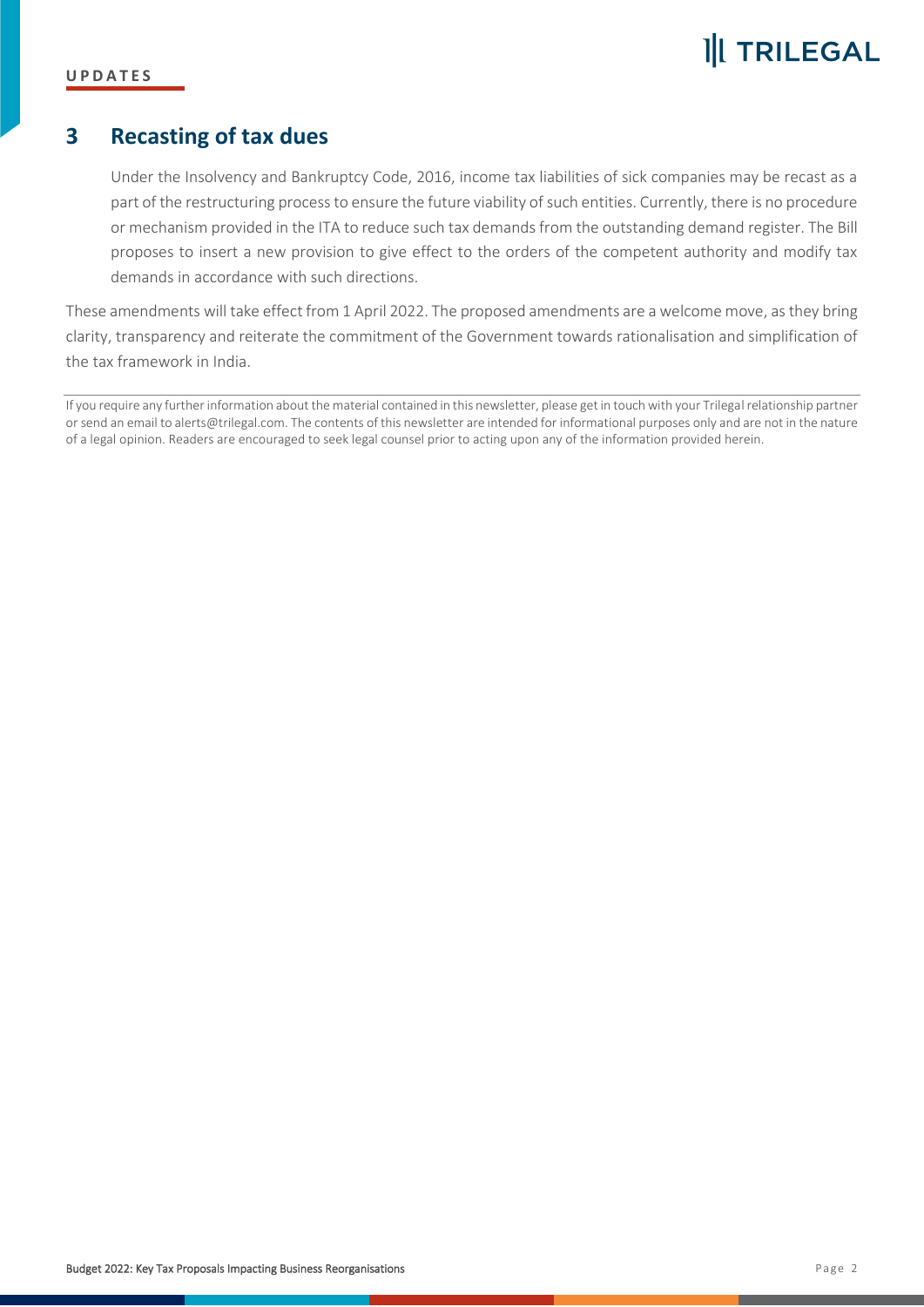## 3 Recasting of tax dues

Under the Insolvency and Bankruptcy Code, 2016, income tax liabilities of sick companies may be recast as a part of the restructuring process to ensure the future viability of such entities. Currently, there is no procedure or mechanism provided in the ITA to reduce such tax demands from the outstanding demand register. The Bill proposes to insert a new provision to give effect to the orders of the competent authority and modify tax demands in accordance with such directions.

These amendments will take effect from 1 April 2022. The proposed amendments are a welcome move, as they bring clarity, transparency and reiterate the commitment of the Government towards rationalisation and simplification of the tax framework in India.

---

If you require any further information about the material contained in this newsletter, please get in touch with your Trilegal relationship partner or send an email to alerts@trilegal.com. The contents of this newsletter are intended for informational purposes only and are not in the nature of a legal opinion. Readers are encouraged to seek legal counsel prior to acting upon any of the information provided herein.